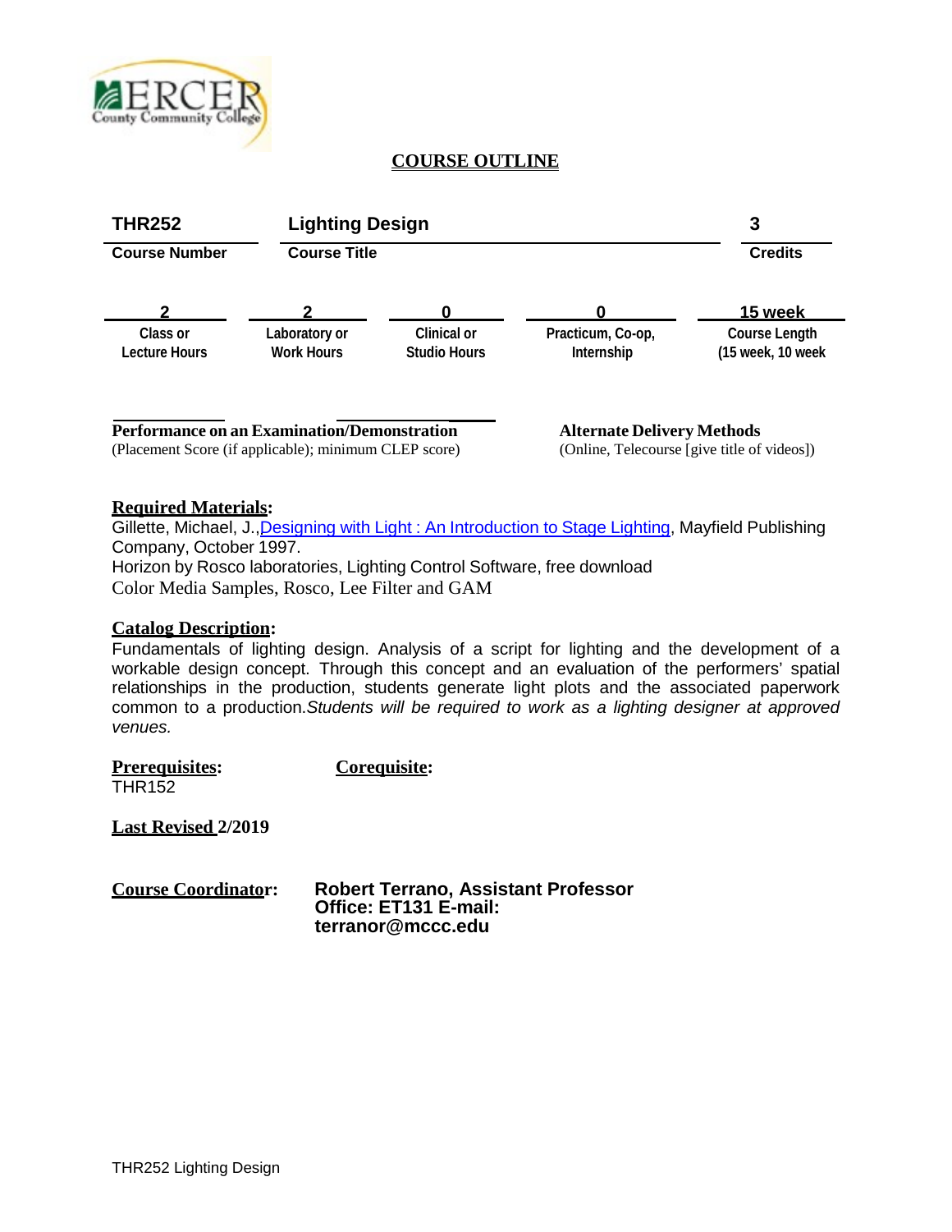# COURSE OUTLINE

| THR252 | Lighting Design | 3 |
|---|---|---|
| Course Number | Course Title | Credits |

| 2 | 2 | 0 | 0 | 15 week |
|---|---|---|---|---|
| Class or Lecture Hours | Laboratory or Work Hours | Clinical or Studio Hours | Practicum, Co-op, Internship | Course Length (15 week, 10 week |

**Performance on an Examination/Demonstration**
(Placement Score (if applicable); minimum CLEP score)

**Alternate Delivery Methods**
(Online, Telecourse [give title of videos])

**Required Materials:**

Gillette, Michael, J.,Designing with Light : An Introduction to Stage Lighting, Mayfield Publishing Company, October 1997.
Horizon by Rosco laboratories, Lighting Control Software, free download
Color Media Samples, Rosco, Lee Filter and GAM

**Catalog Description:**

Fundamentals of lighting design. Analysis of a script for lighting and the development of a workable design concept. Through this concept and an evaluation of the performers' spatial relationships in the production, students generate light plots and the associated paperwork common to a production.*Students will be required to work as a lighting designer at approved venues.*

**Prerequisites:**
THR152

**Corequisite:**

**Last Revised** 2/2019

**Course Coordinator:** **Robert Terrano, Assistant Professor**
**Office: ET131 E-mail: terranor@mccc.edu**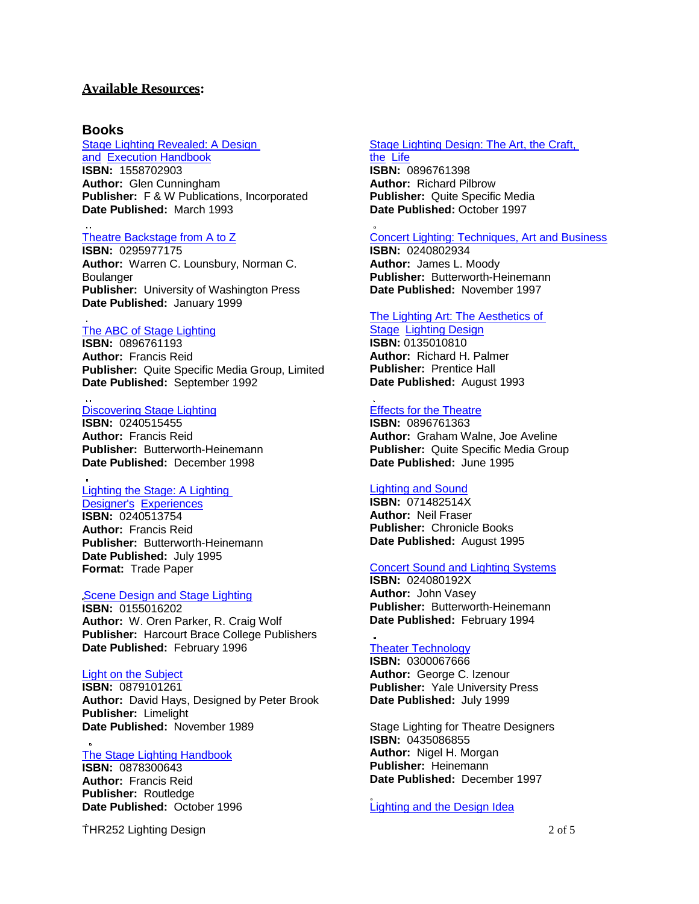## Available Resources:

### Books

Stage Lighting Revealed: A Design and Execution Handbook
**ISBN:** 1558702903
**Author:** Glen Cunningham
**Publisher:** F & W Publications, Incorporated
**Date Published:** March 1993

Theatre Backstage from A to Z
**ISBN:** 0295977175
**Author:** Warren C. Lounsbury, Norman C. Boulanger
**Publisher:** University of Washington Press
**Date Published:** January 1999

The ABC of Stage Lighting
**ISBN:** 0896761193
**Author:** Francis Reid
**Publisher:** Quite Specific Media Group, Limited
**Date Published:** September 1992

Discovering Stage Lighting
**ISBN:** 0240515455
**Author:** Francis Reid
**Publisher:** Butterworth-Heinemann
**Date Published:** December 1998

Lighting the Stage: A Lighting Designer's Experiences
**ISBN:** 0240513754
**Author:** Francis Reid
**Publisher:** Butterworth-Heinemann
**Date Published:** July 1995
**Format:** Trade Paper

Scene Design and Stage Lighting
**ISBN:** 0155016202
**Author:** W. Oren Parker, R. Craig Wolf
**Publisher:** Harcourt Brace College Publishers
**Date Published:** February 1996

Light on the Subject
**ISBN:** 0879101261
**Author:** David Hays, Designed by Peter Brook
**Publisher:** Limelight
**Date Published:** November 1989

The Stage Lighting Handbook
**ISBN:** 0878300643
**Author:** Francis Reid
**Publisher:** Routledge
**Date Published:** October 1996

Stage Lighting Design: The Art, the Craft, the Life
**ISBN:** 0896761398
**Author:** Richard Pilbrow
**Publisher:** Quite Specific Media
**Date Published:** October 1997

Concert Lighting: Techniques, Art and Business
**ISBN:** 0240802934
**Author:** James L. Moody
**Publisher:** Butterworth-Heinemann
**Date Published:** November 1997

The Lighting Art: The Aesthetics of Stage Lighting Design
**ISBN:** 0135010810
**Author:** Richard H. Palmer
**Publisher:** Prentice Hall
**Date Published:** August 1993

Effects for the Theatre
**ISBN:** 0896761363
**Author:** Graham Walne, Joe Aveline
**Publisher:** Quite Specific Media Group
**Date Published:** June 1995

Lighting and Sound
**ISBN:** 071482514X
**Author:** Neil Fraser
**Publisher:** Chronicle Books
**Date Published:** August 1995

Concert Sound and Lighting Systems
**ISBN:** 024080192X
**Author:** John Vasey
**Publisher:** Butterworth-Heinemann
**Date Published:** February 1994

Theater Technology
**ISBN:** 0300067666
**Author:** George C. Izenour
**Publisher:** Yale University Press
**Date Published:** July 1999

Stage Lighting for Theatre Designers
**ISBN:** 0435086855
**Author:** Nigel H. Morgan
**Publisher:** Heinemann
**Date Published:** December 1997

Lighting and the Design Idea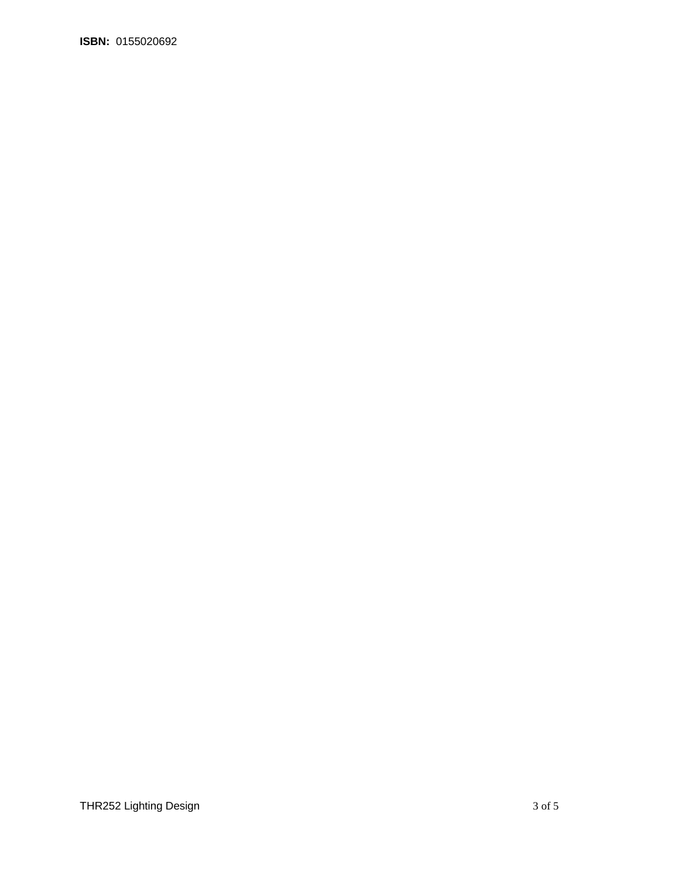**ISBN:** 0155020692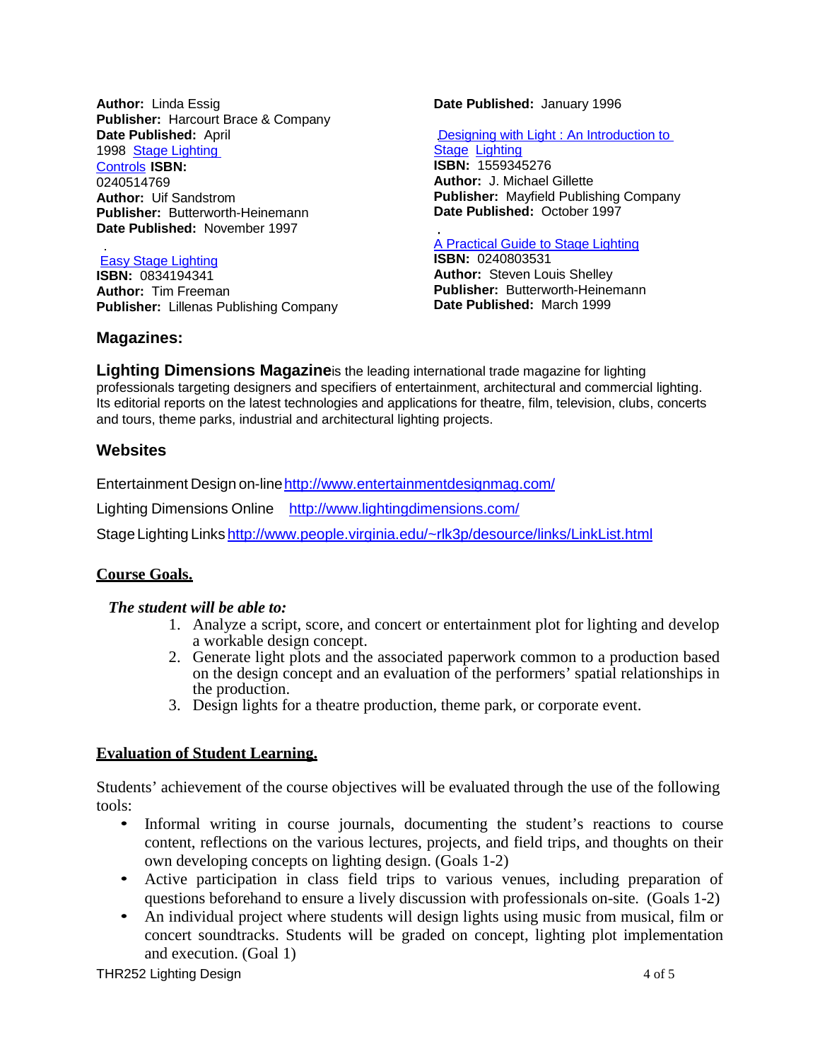**Author:** Linda Essig
**Publisher:** Harcourt Brace & Company
**Date Published:** April 1998

Stage Lighting Controls
**ISBN:** 0240514769
**Author:** Uif Sandstrom
**Publisher:** Butterworth-Heinemann
**Date Published:** November 1997

Easy Stage Lighting
**ISBN:** 0834194341
**Author:** Tim Freeman
**Publisher:** Lillenas Publishing Company
**Date Published:** January 1996

Designing with Light : An Introduction to Stage Lighting
**ISBN:** 1559345276
**Author:** J. Michael Gillette
**Publisher:** Mayfield Publishing Company
**Date Published:** October 1997

A Practical Guide to Stage Lighting
**ISBN:** 0240803531
**Author:** Steven Louis Shelley
**Publisher:** Butterworth-Heinemann
**Date Published:** March 1999

### Magazines:

**Lighting Dimensions Magazine** is the leading international trade magazine for lighting professionals targeting designers and specifiers of entertainment, architectural and commercial lighting. Its editorial reports on the latest technologies and applications for theatre, film, television, clubs, concerts and tours, theme parks, industrial and architectural lighting projects.

### Websites

Entertainment Design on-line http://www.entertainmentdesignmag.com/

Lighting Dimensions Online http://www.lightingdimensions.com/

Stage Lighting Links http://www.people.virginia.edu/~rlk3p/desource/links/LinkList.html

## Course Goals.

***The student will be able to:***

1. Analyze a script, score, and concert or entertainment plot for lighting and develop a workable design concept.
2. Generate light plots and the associated paperwork common to a production based on the design concept and an evaluation of the performers' spatial relationships in the production.
3. Design lights for a theatre production, theme park, or corporate event.

## Evaluation of Student Learning.

Students' achievement of the course objectives will be evaluated through the use of the following tools:

- Informal writing in course journals, documenting the student's reactions to course content, reflections on the various lectures, projects, and field trips, and thoughts on their own developing concepts on lighting design. (Goals 1-2)
- Active participation in class field trips to various venues, including preparation of questions beforehand to ensure a lively discussion with professionals on-site. (Goals 1-2)
- An individual project where students will design lights using music from musical, film or concert soundtracks. Students will be graded on concept, lighting plot implementation and execution. (Goal 1)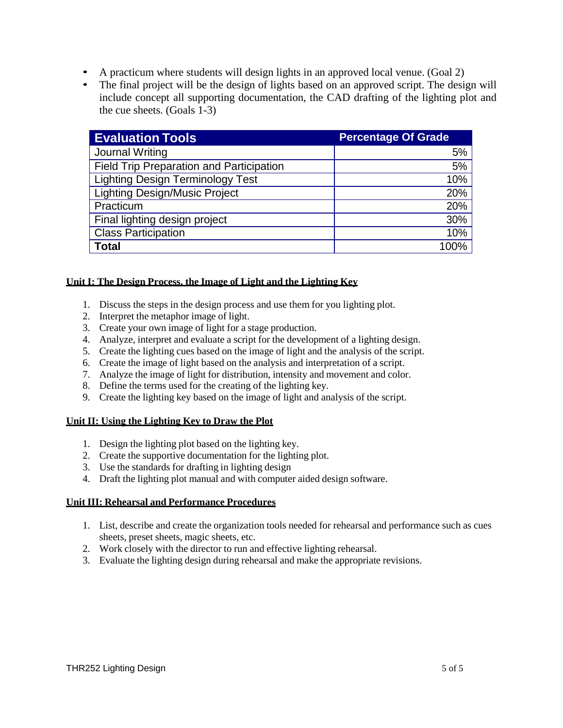- A practicum where students will design lights in an approved local venue. (Goal 2)
- The final project will be the design of lights based on an approved script. The design will include concept all supporting documentation, the CAD drafting of the lighting plot and the cue sheets. (Goals 1-3)

| Evaluation Tools | Percentage Of Grade |
|---|---:|
| Journal Writing | 5% |
| Field Trip Preparation and Participation | 5% |
| Lighting Design Terminology Test | 10% |
| Lighting Design/Music Project | 20% |
| Practicum | 20% |
| Final lighting design project | 30% |
| Class Participation | 10% |
| **Total** | 100% |

## Unit I: The Design Process, the Image of Light and the Lighting Key

1. Discuss the steps in the design process and use them for you lighting plot.
2. Interpret the metaphor image of light.
3. Create your own image of light for a stage production.
4. Analyze, interpret and evaluate a script for the development of a lighting design.
5. Create the lighting cues based on the image of light and the analysis of the script.
6. Create the image of light based on the analysis and interpretation of a script.
7. Analyze the image of light for distribution, intensity and movement and color.
8. Define the terms used for the creating of the lighting key.
9. Create the lighting key based on the image of light and analysis of the script.

## Unit II: Using the Lighting Key to Draw the Plot

1. Design the lighting plot based on the lighting key.
2. Create the supportive documentation for the lighting plot.
3. Use the standards for drafting in lighting design
4. Draft the lighting plot manual and with computer aided design software.

## Unit III: Rehearsal and Performance Procedures

1. List, describe and create the organization tools needed for rehearsal and performance such as cues sheets, preset sheets, magic sheets, etc.
2. Work closely with the director to run and effective lighting rehearsal.
3. Evaluate the lighting design during rehearsal and make the appropriate revisions.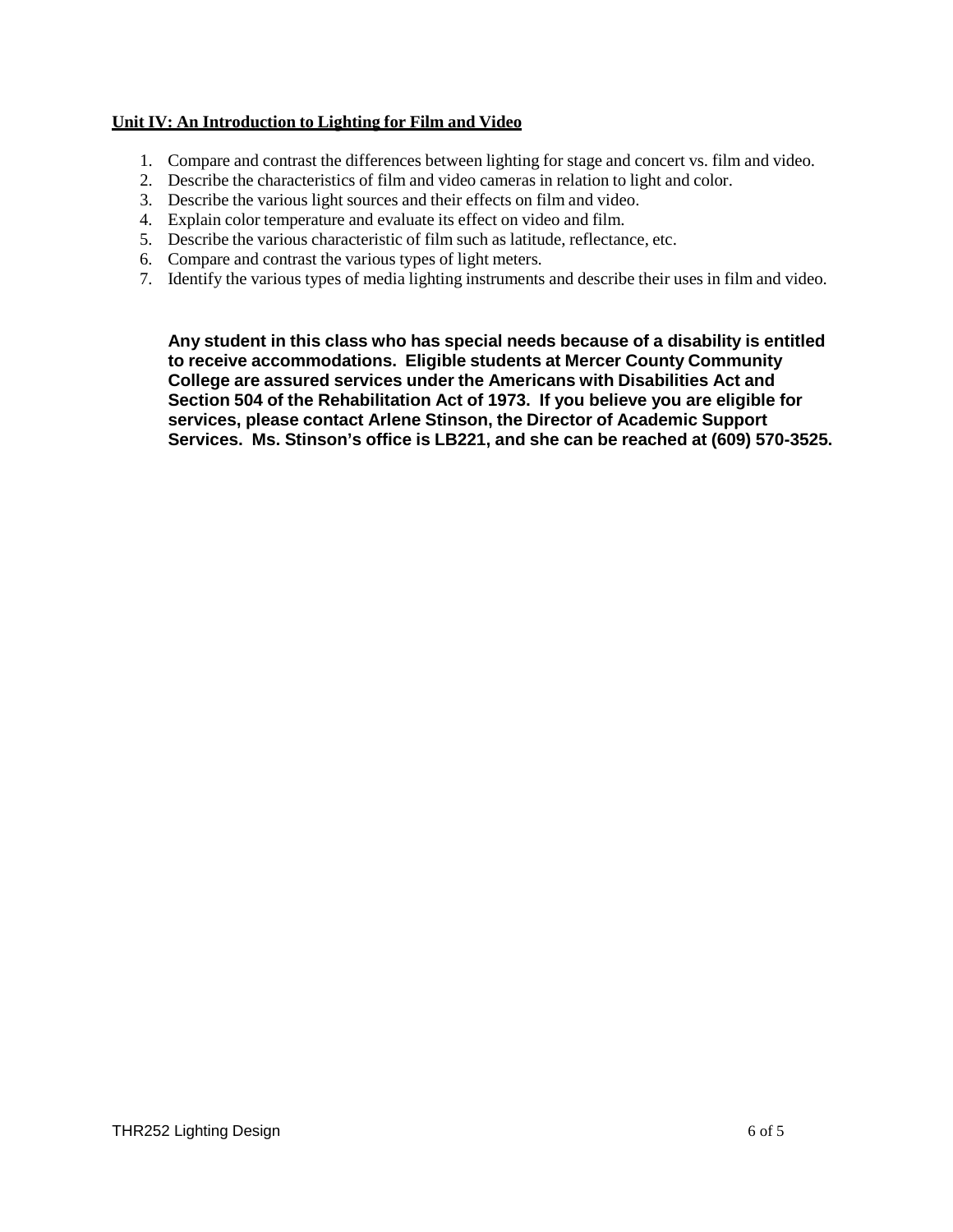**Unit IV: An Introduction to Lighting for Film and Video**

1. Compare and contrast the differences between lighting for stage and concert vs. film and video.
2. Describe the characteristics of film and video cameras in relation to light and color.
3. Describe the various light sources and their effects on film and video.
4. Explain color temperature and evaluate its effect on video and film.
5. Describe the various characteristic of film such as latitude, reflectance, etc.
6. Compare and contrast the various types of light meters.
7. Identify the various types of media lighting instruments and describe their uses in film and video.

**Any student in this class who has special needs because of a disability is entitled to receive accommodations. Eligible students at Mercer County Community College are assured services under the Americans with Disabilities Act and Section 504 of the Rehabilitation Act of 1973. If you believe you are eligible for services, please contact Arlene Stinson, the Director of Academic Support Services. Ms. Stinson's office is LB221, and she can be reached at (609) 570-3525.**